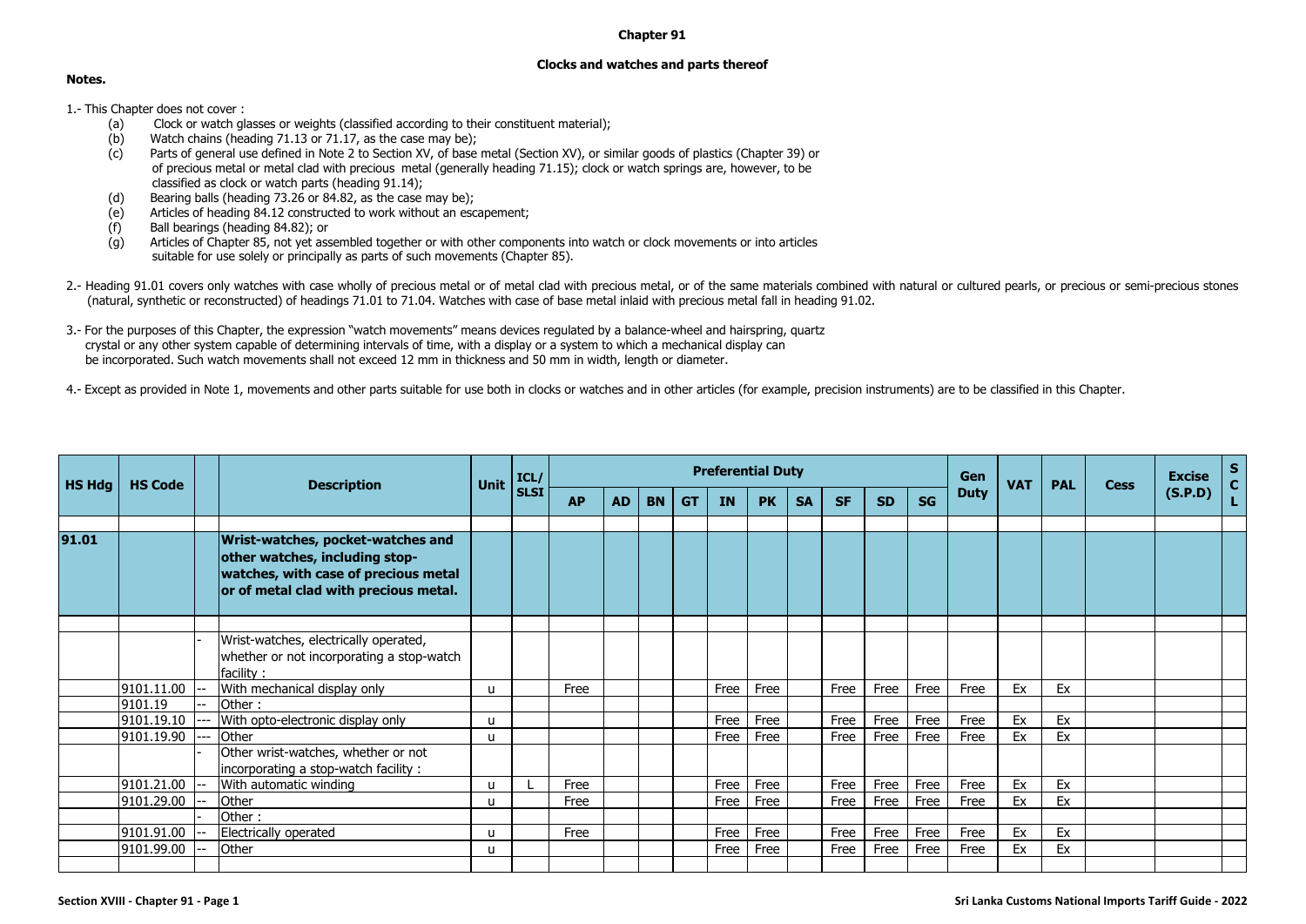# Chapter 91

## Clocks and watches and parts thereof

**Notes.**

1.- This Chapter does not cover :

- (a) Clock or watch glasses or weights (classified according to their constituent material);
- (b) Watch chains (heading 71.13 or 71.17, as the case may be);
- (c) Parts of general use defined in Note 2 to Section XV, of base metal (Section XV), or similar goods of plastics (Chapter 39) or of precious metal or metal clad with precious metal (generally heading 71.15); clock or watch springs are, however, to be classified as clock or watch parts (heading 91.14);
- (d) Bearing balls (heading 73.26 or 84.82, as the case may be);
- (e) Articles of heading 84.12 constructed to work without an escapement;
- (f) Ball bearings (heading 84.82); or
- (g) Articles of Chapter 85, not yet assembled together or with other components into watch or clock movements or into articles suitable for use solely or principally as parts of such movements (Chapter 85).

2.- Heading 91.01 covers only watches with case wholly of precious metal or of metal clad with precious metal, or of the same materials combined with natural or cultured pearls, or precious or semi-precious stones (natural, synthetic or reconstructed) of headings 71.01 to 71.04. Watches with case of base metal inlaid with precious metal fall in heading 91.02.

3.- For the purposes of this Chapter, the expression "watch movements" means devices regulated by a balance-wheel and hairspring, quartz crystal or any other system capable of determining intervals of time, with a display or a system to which a mechanical display can be incorporated. Such watch movements shall not exceed 12 mm in thickness and 50 mm in width, length or diameter.

4.- Except as provided in Note 1, movements and other parts suitable for use both in clocks or watches and in other articles (for example, precision instruments) are to be classified in this Chapter.

| HS Hdg | HS Code | | Description | Unit | ICL/ SLSI | Preferential Duty | | | | | | | | | | Gen Duty | VAT | PAL | Cess | Excise (S.P.D) | SCL |
|---|---|---|---|---|---|---|---|---|---|---|---|---|---|---|---|---|---|---|---|---|---|
| | | | | | | AP | AD | BN | GT | IN | PK | SA | SF | SD | SG | | | | | | |
| 91.01 | | | **Wrist-watches, pocket-watches and other watches, including stop-watches, with case of precious metal or of metal clad with precious metal.** | | | | | | | | | | | | | | | | | | |
| | | - | Wrist-watches, electrically operated, whether or not incorporating a stop-watch facility : | | | | | | | | | | | | | | | | | | |
| | 9101.11.00 | -- | With mechanical display only | u | | Free | | | | Free | Free | | Free | Free | Free | Free | Ex | Ex | | | |
| | 9101.19 | -- | Other : | | | | | | | | | | | | | | | | | | |
| | 9101.19.10 | --- | With opto-electronic display only | u | | | | | | Free | Free | | Free | Free | Free | Free | Ex | Ex | | | |
| | 9101.19.90 | --- | Other | u | | | | | | Free | Free | | Free | Free | Free | Free | Ex | Ex | | | |
| | | - | Other wrist-watches, whether or not incorporating a stop-watch facility : | | | | | | | | | | | | | | | | | | |
| | 9101.21.00 | -- | With automatic winding | u | L | Free | | | | Free | Free | | Free | Free | Free | Free | Ex | Ex | | | |
| | 9101.29.00 | -- | Other | u | | Free | | | | Free | Free | | Free | Free | Free | Free | Ex | Ex | | | |
| | | - | Other : | | | | | | | | | | | | | | | | | | |
| | 9101.91.00 | -- | Electrically operated | u | | Free | | | | Free | Free | | Free | Free | Free | Free | Ex | Ex | | | |
| | 9101.99.00 | -- | Other | u | | | | | | Free | Free | | Free | Free | Free | Free | Ex | Ex | | | |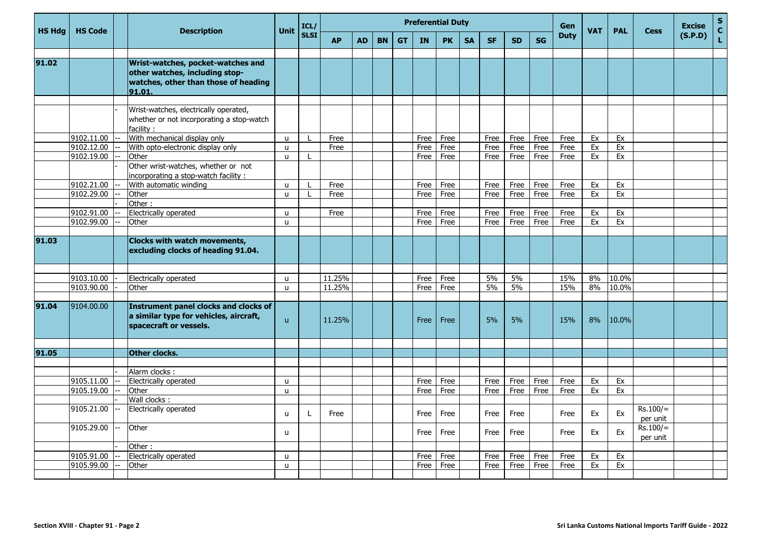| HS Hdg | HS Code | | Description | Unit | ICL/ SLSI | Preferential Duty | | | | | | | | | | Gen Duty | VAT | PAL | Cess | Excise (S.P.D) | S C L |
|---|---|---|---|---|---|---|---|---|---|---|---|---|---|---|---|---|---|---|---|---|---|
| | | | | | | AP | AD | BN | GT | IN | PK | SA | SF | SD | SG | | | | | | |
| 91.02 | | | **Wrist-watches, pocket-watches and other watches, including stop-watches, other than those of heading 91.01.** | | | | | | | | | | | | | | | | | | |
| | | - | Wrist-watches, electrically operated, whether or not incorporating a stop-watch facility : | | | | | | | | | | | | | | | | | | |
| | 9102.11.00 | -- | With mechanical display only | u | L | Free | | | | Free | Free | | Free | Free | Free | Free | Ex | Ex | | | |
| | 9102.12.00 | -- | With opto-electronic display only | u | | Free | | | | Free | Free | | Free | Free | Free | Free | Ex | Ex | | | |
| | 9102.19.00 | -- | Other | u | L | | | | | Free | Free | | Free | Free | Free | Free | Ex | Ex | | | |
| | | - | Other wrist-watches, whether or not incorporating a stop-watch facility : | | | | | | | | | | | | | | | | | | |
| | 9102.21.00 | -- | With automatic winding | u | L | Free | | | | Free | Free | | Free | Free | Free | Free | Ex | Ex | | | |
| | 9102.29.00 | -- | Other | u | L | Free | | | | Free | Free | | Free | Free | Free | Free | Ex | Ex | | | |
| | | - | Other : | | | | | | | | | | | | | | | | | | |
| | 9102.91.00 | -- | Electrically operated | u | | Free | | | | Free | Free | | Free | Free | Free | Free | Ex | Ex | | | |
| | 9102.99.00 | -- | Other | u | | | | | | Free | Free | | Free | Free | Free | Free | Ex | Ex | | | |
| 91.03 | | | **Clocks with watch movements, excluding clocks of heading 91.04.** | | | | | | | | | | | | | | | | | | |
| | 9103.10.00 | - | Electrically operated | u | | 11.25% | | | | Free | Free | | 5% | 5% | | 15% | 8% | 10.0% | | | |
| | 9103.90.00 | - | Other | u | | 11.25% | | | | Free | Free | | 5% | 5% | | 15% | 8% | 10.0% | | | |
| 91.04 | 9104.00.00 | | **Instrument panel clocks and clocks of a similar type for vehicles, aircraft, spacecraft or vessels.** | u | | 11.25% | | | | Free | Free | | 5% | 5% | | 15% | 8% | 10.0% | | | |
| 91.05 | | | **Other clocks.** | | | | | | | | | | | | | | | | | | |
| | | - | Alarm clocks : | | | | | | | | | | | | | | | | | | |
| | 9105.11.00 | -- | Electrically operated | u | | | | | | Free | Free | | Free | Free | Free | Free | Ex | Ex | | | |
| | 9105.19.00 | -- | Other | u | | | | | | Free | Free | | Free | Free | Free | Free | Ex | Ex | | | |
| | | - | Wall clocks : | | | | | | | | | | | | | | | | | | |
| | 9105.21.00 | -- | Electrically operated | u | L | Free | | | | Free | Free | | Free | Free | | Free | Ex | Ex | Rs.100/= per unit | | |
| | 9105.29.00 | -- | Other | u | | | | | | Free | Free | | Free | Free | | Free | Ex | Ex | Rs.100/= per unit | | |
| | | - | Other : | | | | | | | | | | | | | | | | | | |
| | 9105.91.00 | -- | Electrically operated | u | | | | | | Free | Free | | Free | Free | Free | Free | Ex | Ex | | | |
| | 9105.99.00 | -- | Other | u | | | | | | Free | Free | | Free | Free | Free | Free | Ex | Ex | | | |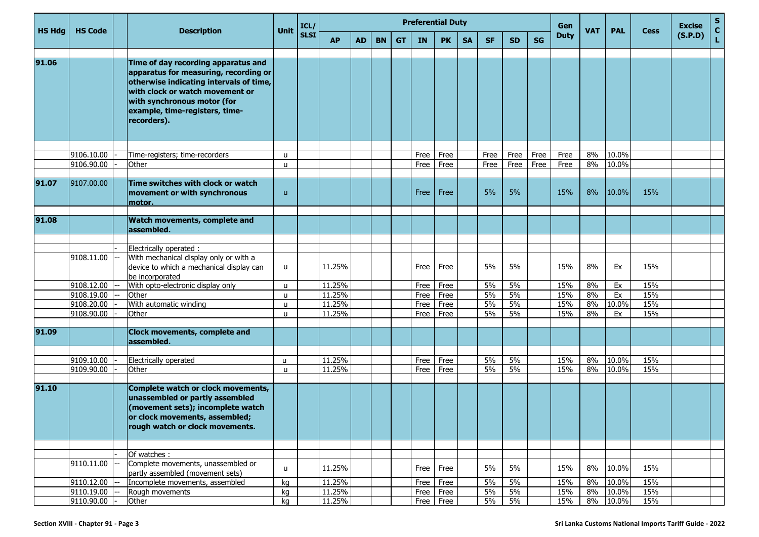| HS Hdg | HS Code | | Description | Unit | ICL/ SLSI | Preferential Duty | | | | | | | | | | Gen Duty | VAT | PAL | Cess | Excise (S.P.D) | S C L |
|---|---|---|---|---|---|---|---|---|---|---|---|---|---|---|---|---|---|---|---|---|---|
| | | | | | | AP | AD | BN | GT | IN | PK | SA | SF | SD | SG | | | | | | |
| 91.06 | | | **Time of day recording apparatus and apparatus for measuring, recording or otherwise indicating intervals of time, with clock or watch movement or with synchronous motor (for example, time-registers, time-recorders).** | | | | | | | | | | | | | | | | | | |
| | 9106.10.00 | - | Time-registers; time-recorders | u | | | | | | Free | Free | | Free | Free | Free | Free | 8% | 10.0% | | | |
| | 9106.90.00 | - | Other | u | | | | | | Free | Free | | Free | Free | Free | Free | 8% | 10.0% | | | |
| 91.07 | 9107.00.00 | | **Time switches with clock or watch movement or with synchronous motor.** | u | | | | | | Free | Free | | 5% | 5% | | 15% | 8% | 10.0% | 15% | | |
| 91.08 | | | **Watch movements, complete and assembled.** | | | | | | | | | | | | | | | | | | |
| | | - | Electrically operated : | | | | | | | | | | | | | | | | | | |
| | 9108.11.00 | -- | With mechanical display only or with a device to which a mechanical display can be incorporated | u | | 11.25% | | | | Free | Free | | 5% | 5% | | 15% | 8% | Ex | 15% | | |
| | 9108.12.00 | -- | With opto-electronic display only | u | | 11.25% | | | | Free | Free | | 5% | 5% | | 15% | 8% | Ex | 15% | | |
| | 9108.19.00 | -- | Other | u | | 11.25% | | | | Free | Free | | 5% | 5% | | 15% | 8% | Ex | 15% | | |
| | 9108.20.00 | - | With automatic winding | u | | 11.25% | | | | Free | Free | | 5% | 5% | | 15% | 8% | 10.0% | 15% | | |
| | 9108.90.00 | - | Other | u | | 11.25% | | | | Free | Free | | 5% | 5% | | 15% | 8% | Ex | 15% | | |
| 91.09 | | | **Clock movements, complete and assembled.** | | | | | | | | | | | | | | | | | | |
| | 9109.10.00 | - | Electrically operated | u | | 11.25% | | | | Free | Free | | 5% | 5% | | 15% | 8% | 10.0% | 15% | | |
| | 9109.90.00 | - | Other | u | | 11.25% | | | | Free | Free | | 5% | 5% | | 15% | 8% | 10.0% | 15% | | |
| 91.10 | | | **Complete watch or clock movements, unassembled or partly assembled (movement sets); incomplete watch or clock movements, assembled; rough watch or clock movements.** | | | | | | | | | | | | | | | | | | |
| | | - | Of watches : | | | | | | | | | | | | | | | | | | |
| | 9110.11.00 | -- | Complete movements, unassembled or partly assembled (movement sets) | u | | 11.25% | | | | Free | Free | | 5% | 5% | | 15% | 8% | 10.0% | 15% | | |
| | 9110.12.00 | -- | Incomplete movements, assembled | kg | | 11.25% | | | | Free | Free | | 5% | 5% | | 15% | 8% | 10.0% | 15% | | |
| | 9110.19.00 | -- | Rough movements | kg | | 11.25% | | | | Free | Free | | 5% | 5% | | 15% | 8% | 10.0% | 15% | | |
| | 9110.90.00 | - | Other | kg | | 11.25% | | | | Free | Free | | 5% | 5% | | 15% | 8% | 10.0% | 15% | | |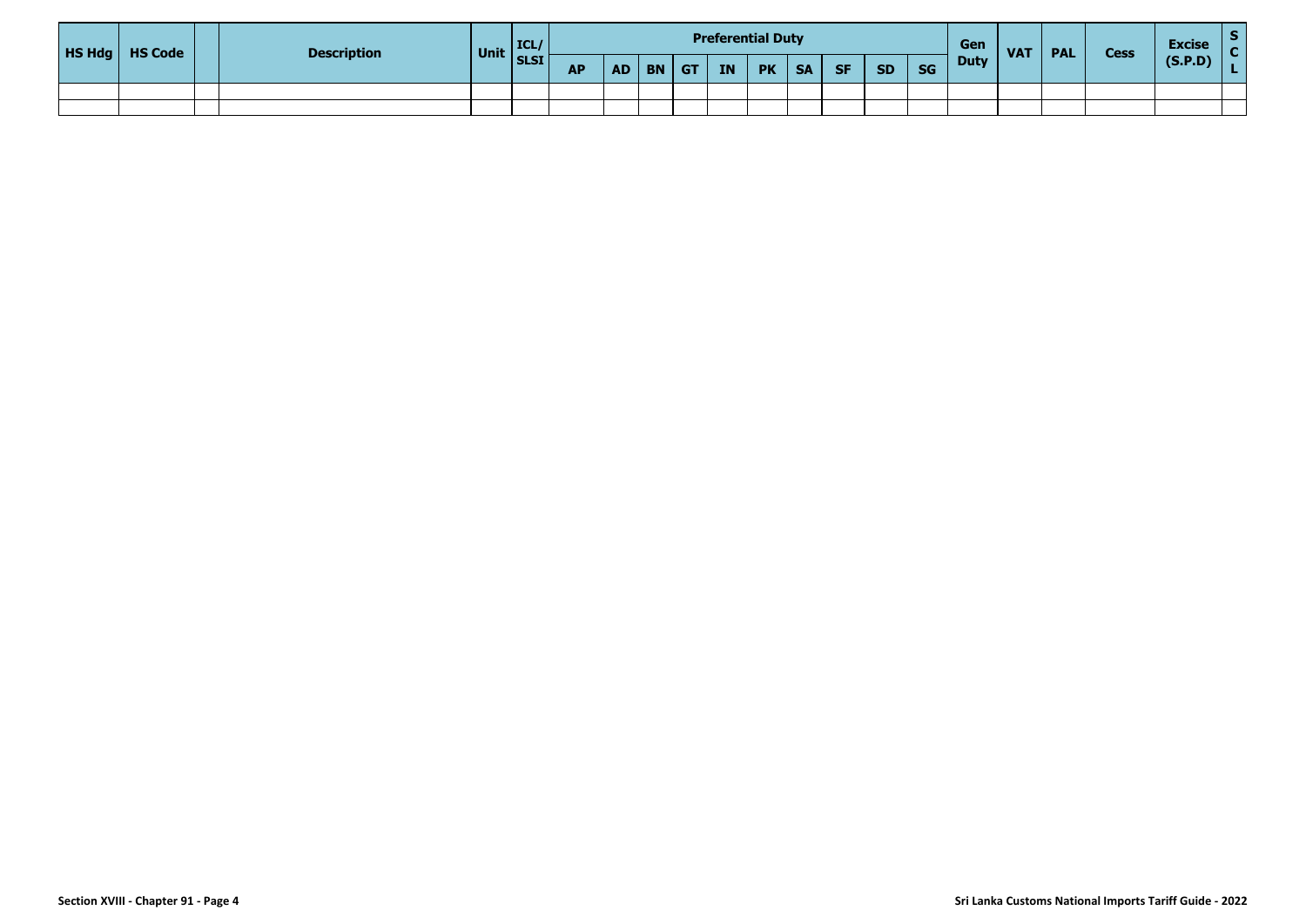| HS Hdg | HS Code | | Description | Unit | ICL/ SLSI | Preferential Duty | | | | | | | | | | Gen Duty | VAT | PAL | Cess | Excise (S.P.D) | S C L |
|---|---|---|---|---|---|---|---|---|---|---|---|---|---|---|---|---|---|---|---|---|---|
| | | | | | | AP | AD | BN | GT | IN | PK | SA | SF | SD | SG | | | | | | |
| | | | | | | | | | | | | | | | | | | | | | |
| | | | | | | | | | | | | | | | | | | | | | |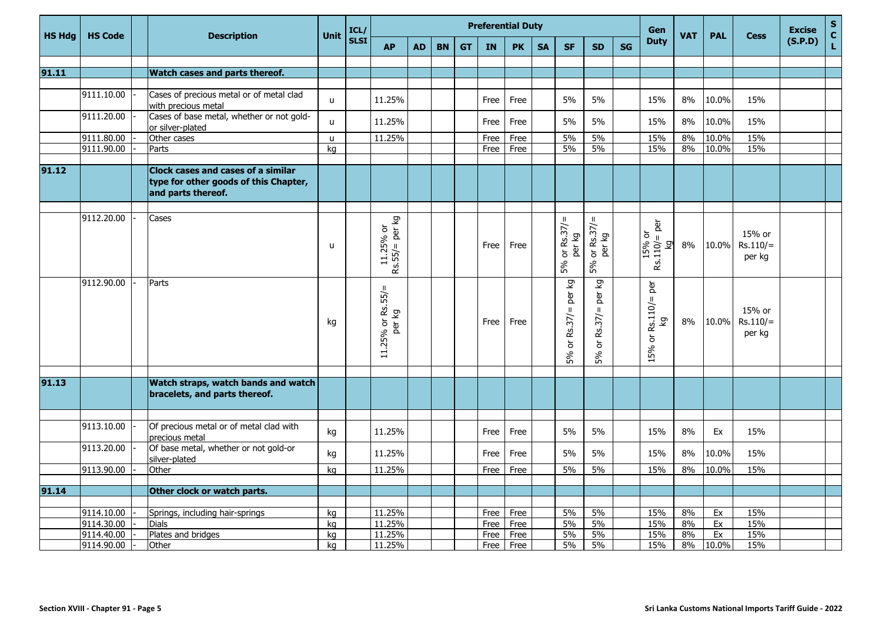| HS Hdg | HS Code | | Description | Unit | ICL/ SLSI | Preferential Duty | | | | | | | | | | Gen Duty | VAT | PAL | Cess | Excise (S.P.D) | SCL |
|---|---|---|---|---|---|---|---|---|---|---|---|---|---|---|---|---|---|---|---|---|---|
| | | | | | | AP | AD | BN | GT | IN | PK | SA | SF | SD | SG | | | | | | |
| 91.11 | | | **Watch cases and parts thereof.** | | | | | | | | | | | | | | | | | | |
| | 9111.10.00 | - | Cases of precious metal or of metal clad with precious metal | u | | 11.25% | | | | Free | Free | | 5% | 5% | | 15% | 8% | 10.0% | 15% | | |
| | 9111.20.00 | - | Cases of base metal, whether or not gold- or silver-plated | u | | 11.25% | | | | Free | Free | | 5% | 5% | | 15% | 8% | 10.0% | 15% | | |
| | 9111.80.00 | - | Other cases | u | | 11.25% | | | | Free | Free | | 5% | 5% | | 15% | 8% | 10.0% | 15% | | |
| | 9111.90.00 | - | Parts | kg | | | | | | Free | Free | | 5% | 5% | | 15% | 8% | 10.0% | 15% | | |
| 91.12 | | | **Clock cases and cases of a similar type for other goods of this Chapter, and parts thereof.** | | | | | | | | | | | | | | | | | | |
| | 9112.20.00 | - | Cases | u | | 11.25% or Rs.55/= per kg | | | | Free | Free | | 5% or Rs.37/= per kg | 5% or Rs.37/= per kg | | 15% or Rs.110/= per kg | 8% | 10.0% | 15% or Rs.110/= per kg | | |
| | 9112.90.00 | - | Parts | kg | | 11.25% or Rs.55/= per kg | | | | Free | Free | | 5% or Rs.37/= per kg | 5% or Rs.37/= per kg | | 15% or Rs.110/= per kg | 8% | 10.0% | 15% or Rs.110/= per kg | | |
| 91.13 | | | **Watch straps, watch bands and watch bracelets, and parts thereof.** | | | | | | | | | | | | | | | | | | |
| | 9113.10.00 | - | Of precious metal or of metal clad with precious metal | kg | | 11.25% | | | | Free | Free | | 5% | 5% | | 15% | 8% | Ex | 15% | | |
| | 9113.20.00 | - | Of base metal, whether or not gold-or silver-plated | kg | | 11.25% | | | | Free | Free | | 5% | 5% | | 15% | 8% | 10.0% | 15% | | |
| | 9113.90.00 | - | Other | kg | | 11.25% | | | | Free | Free | | 5% | 5% | | 15% | 8% | 10.0% | 15% | | |
| 91.14 | | | **Other clock or watch parts.** | | | | | | | | | | | | | | | | | | |
| | 9114.10.00 | - | Springs, including hair-springs | kg | | 11.25% | | | | Free | Free | | 5% | 5% | | 15% | 8% | Ex | 15% | | |
| | 9114.30.00 | - | Dials | kg | | 11.25% | | | | Free | Free | | 5% | 5% | | 15% | 8% | Ex | 15% | | |
| | 9114.40.00 | - | Plates and bridges | kg | | 11.25% | | | | Free | Free | | 5% | 5% | | 15% | 8% | Ex | 15% | | |
| | 9114.90.00 | - | Other | kg | | 11.25% | | | | Free | Free | | 5% | 5% | | 15% | 8% | 10.0% | 15% | | |